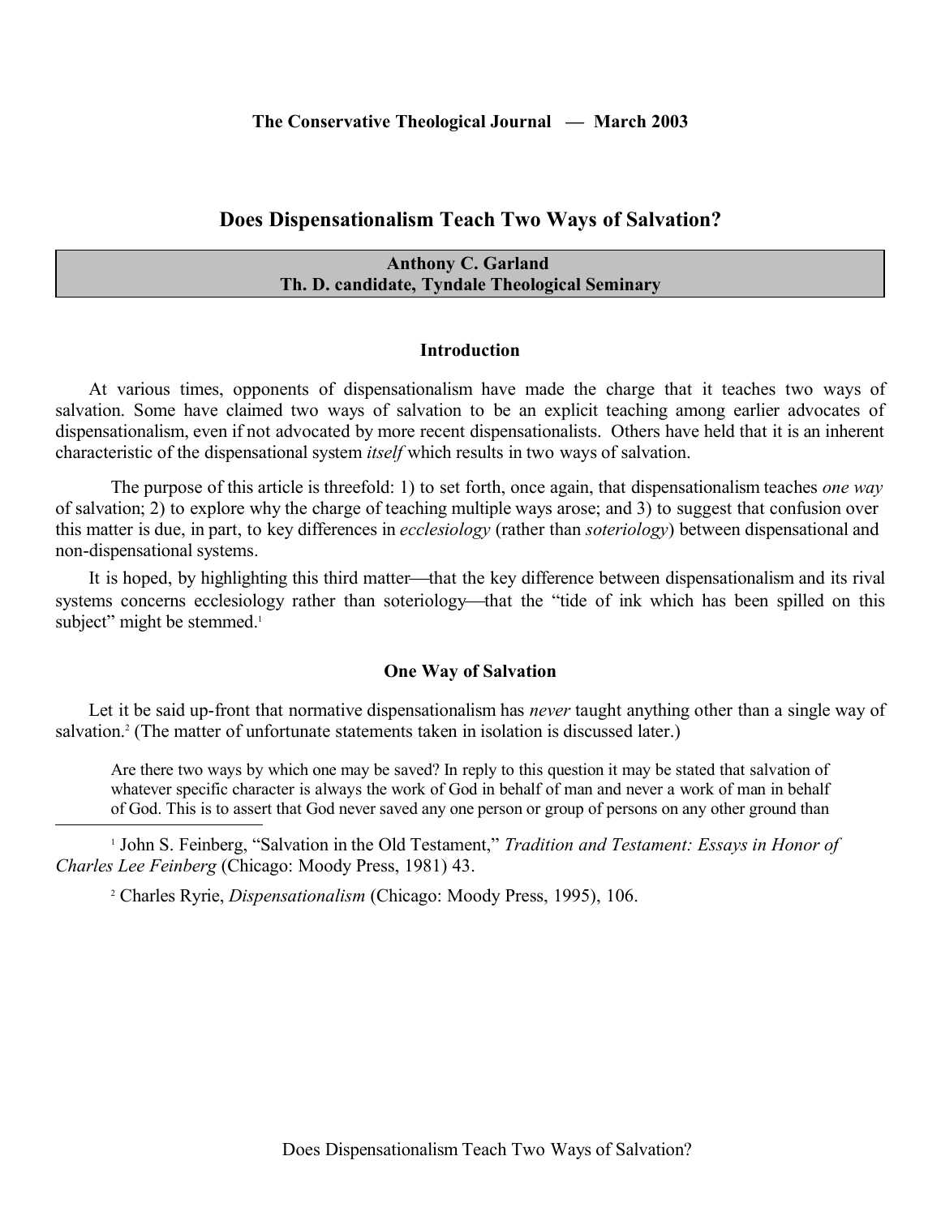# Does Dispensationalism Teach Two Ways of Salvation?

**Anthony C. Garland**
**Th. D. candidate, Tyndale Theological Seminary**

## Introduction

At various times, opponents of dispensationalism have made the charge that it teaches two ways of salvation. Some have claimed two ways of salvation to be an explicit teaching among earlier advocates of dispensationalism, even if not advocated by more recent dispensationalists. Others have held that it is an inherent characteristic of the dispensational system *itself* which results in two ways of salvation.

The purpose of this article is threefold: 1) to set forth, once again, that dispensationalism teaches *one way* of salvation; 2) to explore why the charge of teaching multiple ways arose; and 3) to suggest that confusion over this matter is due, in part, to key differences in *ecclesiology* (rather than *soteriology*) between dispensational and non-dispensational systems.

It is hoped, by highlighting this third matter—that the key difference between dispensationalism and its rival systems concerns ecclesiology rather than soteriology—that the "tide of ink which has been spilled on this subject" might be stemmed.[1]

## One Way of Salvation

Let it be said up-front that normative dispensationalism has *never* taught anything other than a single way of salvation.[2] (The matter of unfortunate statements taken in isolation is discussed later.)

> Are there two ways by which one may be saved? In reply to this question it may be stated that salvation of whatever specific character is always the work of God in behalf of man and never a work of man in behalf of God. This is to assert that God never saved any one person or group of persons on any other ground than

---

[1] John S. Feinberg, "Salvation in the Old Testament," *Tradition and Testament: Essays in Honor of Charles Lee Feinberg* (Chicago: Moody Press, 1981) 43.

[2] Charles Ryrie, *Dispensationalism* (Chicago: Moody Press, 1995), 106.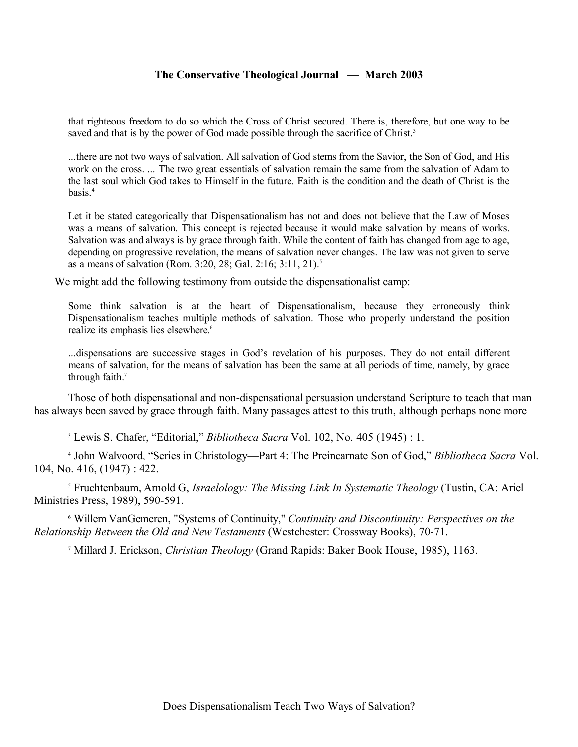> that righteous freedom to do so which the Cross of Christ secured. There is, therefore, but one way to be saved and that is by the power of God made possible through the sacrifice of Christ.[3]

> ...there are not two ways of salvation. All salvation of God stems from the Savior, the Son of God, and His work on the cross. ... The two great essentials of salvation remain the same from the salvation of Adam to the last soul which God takes to Himself in the future. Faith is the condition and the death of Christ is the basis.[4]

> Let it be stated categorically that Dispensationalism has not and does not believe that the Law of Moses was a means of salvation. This concept is rejected because it would make salvation by means of works. Salvation was and always is by grace through faith. While the content of faith has changed from age to age, depending on progressive revelation, the means of salvation never changes. The law was not given to serve as a means of salvation (Rom. 3:20, 28; Gal. 2:16; 3:11, 21).[5]

We might add the following testimony from outside the dispensationalist camp:

> Some think salvation is at the heart of Dispensationalism, because they erroneously think Dispensationalism teaches multiple methods of salvation. Those who properly understand the position realize its emphasis lies elsewhere.[6]

> ...dispensations are successive stages in God's revelation of his purposes. They do not entail different means of salvation, for the means of salvation has been the same at all periods of time, namely, by grace through faith.[7]

Those of both dispensational and non-dispensational persuasion understand Scripture to teach that man has always been saved by grace through faith. Many passages attest to this truth, although perhaps none more

---

[3] Lewis S. Chafer, "Editorial," *Bibliotheca Sacra* Vol. 102, No. 405 (1945) : 1.

[4] John Walvoord, "Series in Christology—Part 4: The Preincarnate Son of God," *Bibliotheca Sacra* Vol. 104, No. 416, (1947) : 422.

[5] Fruchtenbaum, Arnold G, *Israelology: The Missing Link In Systematic Theology* (Tustin, CA: Ariel Ministries Press, 1989), 590-591.

[6] Willem VanGemeren, "Systems of Continuity," *Continuity and Discontinuity: Perspectives on the Relationship Between the Old and New Testaments* (Westchester: Crossway Books), 70-71.

[7] Millard J. Erickson, *Christian Theology* (Grand Rapids: Baker Book House, 1985), 1163.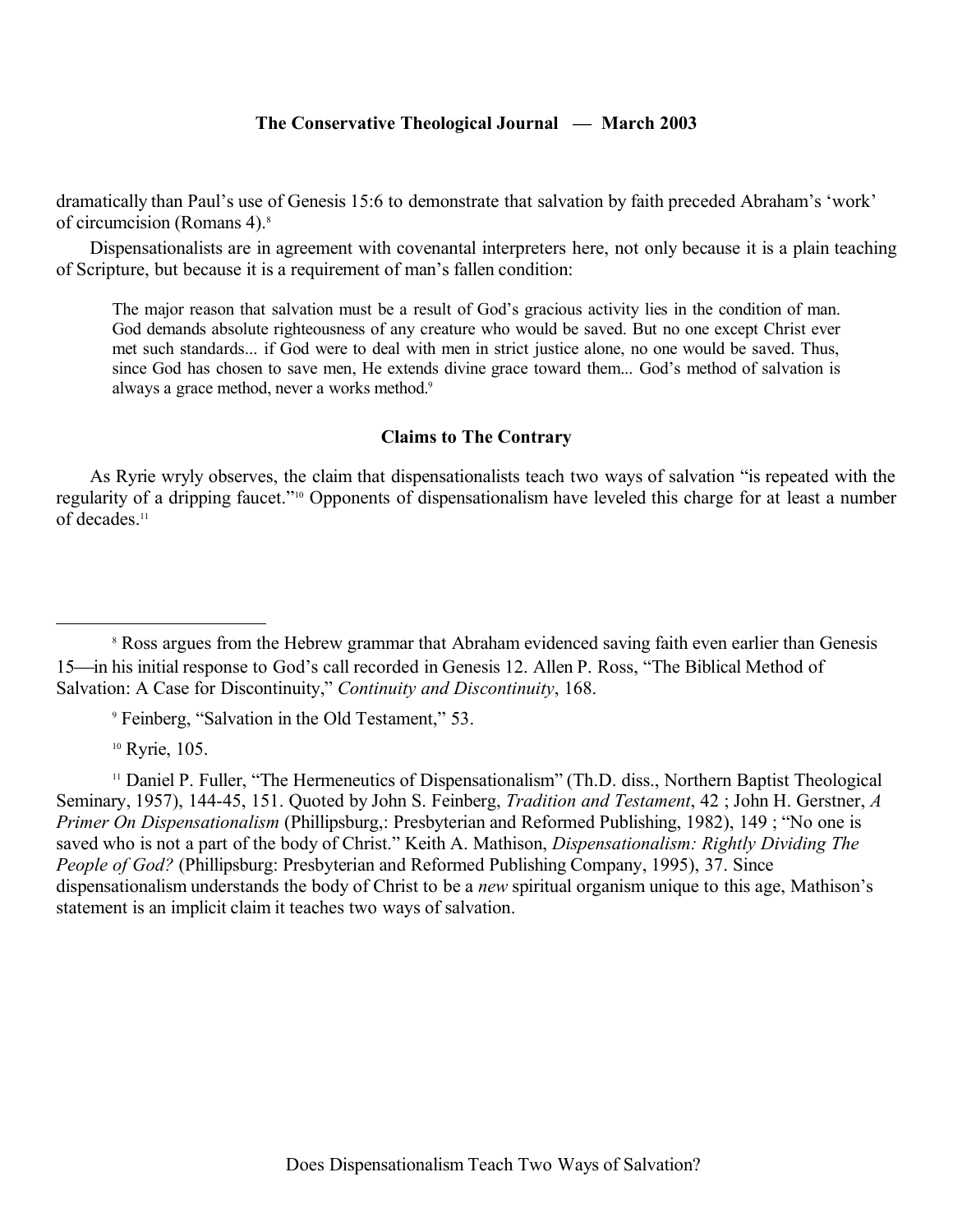dramatically than Paul's use of Genesis 15:6 to demonstrate that salvation by faith preceded Abraham's 'work' of circumcision (Romans 4).[8]

Dispensationalists are in agreement with covenantal interpreters here, not only because it is a plain teaching of Scripture, but because it is a requirement of man's fallen condition:

> The major reason that salvation must be a result of God's gracious activity lies in the condition of man. God demands absolute righteousness of any creature who would be saved. But no one except Christ ever met such standards... if God were to deal with men in strict justice alone, no one would be saved. Thus, since God has chosen to save men, He extends divine grace toward them... God's method of salvation is always a grace method, never a works method.[9]

### Claims to The Contrary

As Ryrie wryly observes, the claim that dispensationalists teach two ways of salvation "is repeated with the regularity of a dripping faucet."[10] Opponents of dispensationalism have leveled this charge for at least a number of decades.[11]

---

[8] Ross argues from the Hebrew grammar that Abraham evidenced saving faith even earlier than Genesis 15—in his initial response to God's call recorded in Genesis 12. Allen P. Ross, "The Biblical Method of Salvation: A Case for Discontinuity," *Continuity and Discontinuity*, 168.

[9] Feinberg, "Salvation in the Old Testament," 53.

[10] Ryrie, 105.

[11] Daniel P. Fuller, "The Hermeneutics of Dispensationalism" (Th.D. diss., Northern Baptist Theological Seminary, 1957), 144-45, 151. Quoted by John S. Feinberg, *Tradition and Testament*, 42 ; John H. Gerstner, *A Primer On Dispensationalism* (Phillipsburg,: Presbyterian and Reformed Publishing, 1982), 149 ; "No one is saved who is not a part of the body of Christ." Keith A. Mathison, *Dispensationalism: Rightly Dividing The People of God?* (Phillipsburg: Presbyterian and Reformed Publishing Company, 1995), 37. Since dispensationalism understands the body of Christ to be a *new* spiritual organism unique to this age, Mathison's statement is an implicit claim it teaches two ways of salvation.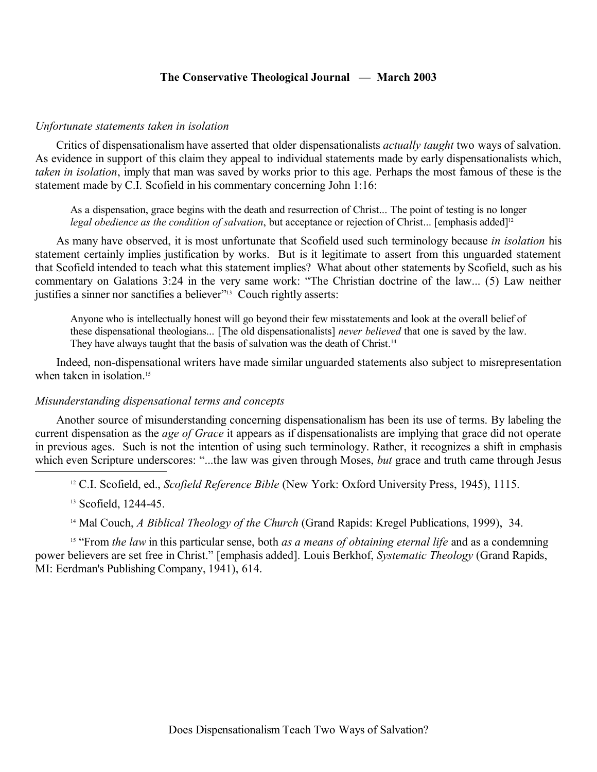*Unfortunate statements taken in isolation*

Critics of dispensationalism have asserted that older dispensationalists *actually taught* two ways of salvation. As evidence in support of this claim they appeal to individual statements made by early dispensationalists which, *taken in isolation*, imply that man was saved by works prior to this age. Perhaps the most famous of these is the statement made by C.I. Scofield in his commentary concerning John 1:16:

> As a dispensation, grace begins with the death and resurrection of Christ... The point of testing is no longer *legal obedience as the condition of salvation*, but acceptance or rejection of Christ... [emphasis added][12]

As many have observed, it is most unfortunate that Scofield used such terminology because *in isolation* his statement certainly implies justification by works. But is it legitimate to assert from this unguarded statement that Scofield intended to teach what this statement implies? What about other statements by Scofield, such as his commentary on Galations 3:24 in the very same work: "The Christian doctrine of the law... (5) Law neither justifies a sinner nor sanctifies a believer"[13] Couch rightly asserts:

> Anyone who is intellectually honest will go beyond their few misstatements and look at the overall belief of these dispensational theologians... [The old dispensationalists] *never believed* that one is saved by the law. They have always taught that the basis of salvation was the death of Christ.[14]

Indeed, non-dispensational writers have made similar unguarded statements also subject to misrepresentation when taken in isolation.[15]

*Misunderstanding dispensational terms and concepts*

Another source of misunderstanding concerning dispensationalism has been its use of terms. By labeling the current dispensation as the *age of Grace* it appears as if dispensationalists are implying that grace did not operate in previous ages. Such is not the intention of using such terminology. Rather, it recognizes a shift in emphasis which even Scripture underscores: "...the law was given through Moses, *but* grace and truth came through Jesus

---

[12] C.I. Scofield, ed., *Scofield Reference Bible* (New York: Oxford University Press, 1945), 1115.

[13] Scofield, 1244-45.

[14] Mal Couch, *A Biblical Theology of the Church* (Grand Rapids: Kregel Publications, 1999), 34.

[15] "From *the law* in this particular sense, both *as a means of obtaining eternal life* and as a condemning power believers are set free in Christ." [emphasis added]. Louis Berkhof, *Systematic Theology* (Grand Rapids, MI: Eerdman's Publishing Company, 1941), 614.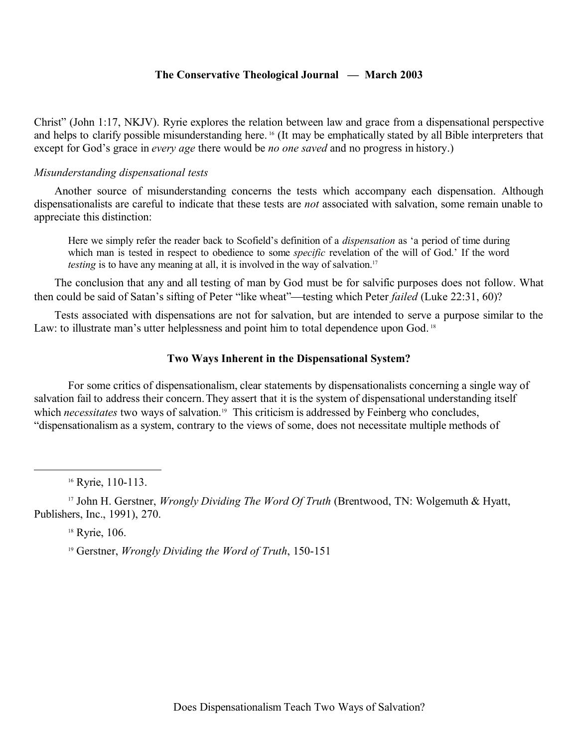Christ" (John 1:17, NKJV). Ryrie explores the relation between law and grace from a dispensational perspective and helps to clarify possible misunderstanding here. [16] (It may be emphatically stated by all Bible interpreters that except for God's grace in *every age* there would be *no one saved* and no progress in history.)

*Misunderstanding dispensational tests*

Another source of misunderstanding concerns the tests which accompany each dispensation. Although dispensationalists are careful to indicate that these tests are *not* associated with salvation, some remain unable to appreciate this distinction:

> Here we simply refer the reader back to Scofield's definition of a *dispensation* as 'a period of time during which man is tested in respect to obedience to some *specific* revelation of the will of God.' If the word *testing* is to have any meaning at all, it is involved in the way of salvation.[17]

The conclusion that any and all testing of man by God must be for salvific purposes does not follow. What then could be said of Satan's sifting of Peter "like wheat"—testing which Peter *failed* (Luke 22:31, 60)?

Tests associated with dispensations are not for salvation, but are intended to serve a purpose similar to the Law: to illustrate man's utter helplessness and point him to total dependence upon God. [18]

## Two Ways Inherent in the Dispensational System?

For some critics of dispensationalism, clear statements by dispensationalists concerning a single way of salvation fail to address their concern. They assert that it is the system of dispensational understanding itself which *necessitates* two ways of salvation.[19] This criticism is addressed by Feinberg who concludes, "dispensationalism as a system, contrary to the views of some, does not necessitate multiple methods of

---

[16] Ryrie, 110-113.

[17] John H. Gerstner, *Wrongly Dividing The Word Of Truth* (Brentwood, TN: Wolgemuth & Hyatt, Publishers, Inc., 1991), 270.

[18] Ryrie, 106.

[19] Gerstner, *Wrongly Dividing the Word of Truth*, 150-151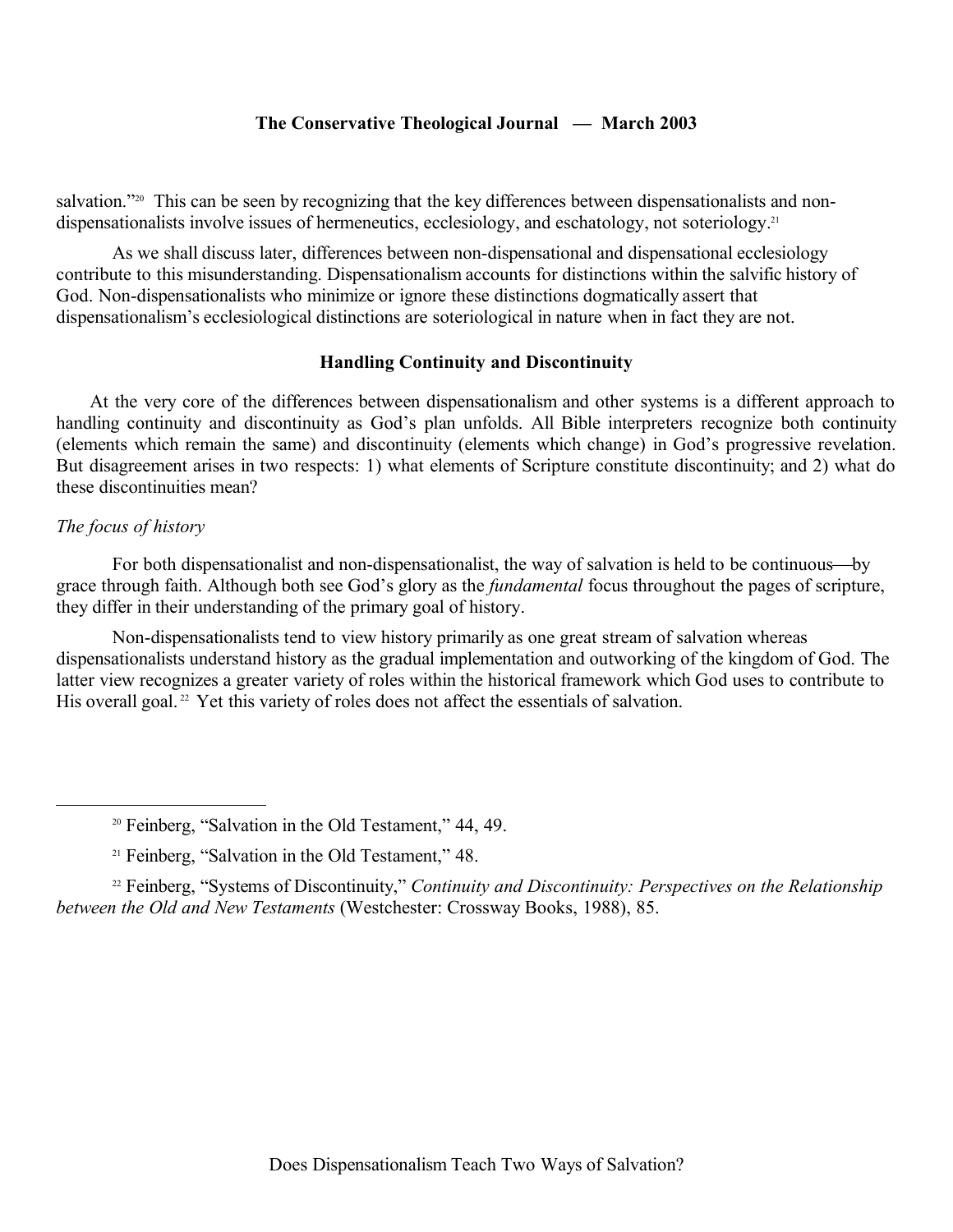salvation."[20] This can be seen by recognizing that the key differences between dispensationalists and non-dispensationalists involve issues of hermeneutics, ecclesiology, and eschatology, not soteriology.[21]

As we shall discuss later, differences between non-dispensational and dispensational ecclesiology contribute to this misunderstanding. Dispensationalism accounts for distinctions within the salvific history of God. Non-dispensationalists who minimize or ignore these distinctions dogmatically assert that dispensationalism's ecclesiological distinctions are soteriological in nature when in fact they are not.

### Handling Continuity and Discontinuity

At the very core of the differences between dispensationalism and other systems is a different approach to handling continuity and discontinuity as God's plan unfolds. All Bible interpreters recognize both continuity (elements which remain the same) and discontinuity (elements which change) in God's progressive revelation. But disagreement arises in two respects: 1) what elements of Scripture constitute discontinuity; and 2) what do these discontinuities mean?

*The focus of history*

For both dispensationalist and non-dispensationalist, the way of salvation is held to be continuous—by grace through faith. Although both see God's glory as the *fundamental* focus throughout the pages of scripture, they differ in their understanding of the primary goal of history.

Non-dispensationalists tend to view history primarily as one great stream of salvation whereas dispensationalists understand history as the gradual implementation and outworking of the kingdom of God. The latter view recognizes a greater variety of roles within the historical framework which God uses to contribute to His overall goal.[22] Yet this variety of roles does not affect the essentials of salvation.

---

[20] Feinberg, "Salvation in the Old Testament," 44, 49.

[21] Feinberg, "Salvation in the Old Testament," 48.

[22] Feinberg, "Systems of Discontinuity," *Continuity and Discontinuity: Perspectives on the Relationship between the Old and New Testaments* (Westchester: Crossway Books, 1988), 85.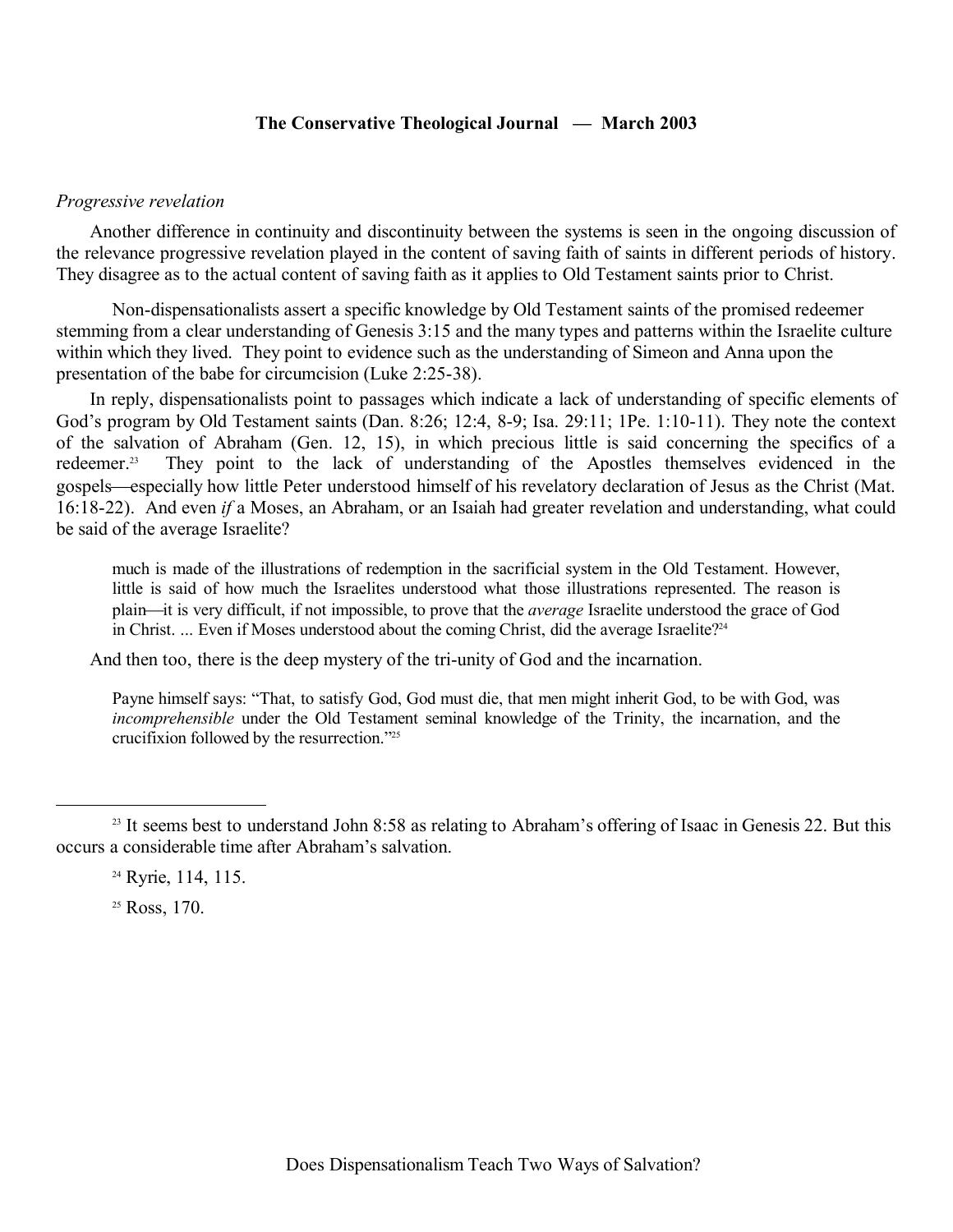*Progressive revelation*

Another difference in continuity and discontinuity between the systems is seen in the ongoing discussion of the relevance progressive revelation played in the content of saving faith of saints in different periods of history. They disagree as to the actual content of saving faith as it applies to Old Testament saints prior to Christ.

Non-dispensationalists assert a specific knowledge by Old Testament saints of the promised redeemer stemming from a clear understanding of Genesis 3:15 and the many types and patterns within the Israelite culture within which they lived. They point to evidence such as the understanding of Simeon and Anna upon the presentation of the babe for circumcision (Luke 2:25-38).

In reply, dispensationalists point to passages which indicate a lack of understanding of specific elements of God's program by Old Testament saints (Dan. 8:26; 12:4, 8-9; Isa. 29:11; 1Pe. 1:10-11). They note the context of the salvation of Abraham (Gen. 12, 15), in which precious little is said concerning the specifics of a redeemer.[23] They point to the lack of understanding of the Apostles themselves evidenced in the gospels—especially how little Peter understood himself of his revelatory declaration of Jesus as the Christ (Mat. 16:18-22). And even *if* a Moses, an Abraham, or an Isaiah had greater revelation and understanding, what could be said of the average Israelite?

> much is made of the illustrations of redemption in the sacrificial system in the Old Testament. However, little is said of how much the Israelites understood what those illustrations represented. The reason is plain—it is very difficult, if not impossible, to prove that the *average* Israelite understood the grace of God in Christ. ... Even if Moses understood about the coming Christ, did the average Israelite?[24]

And then too, there is the deep mystery of the tri-unity of God and the incarnation.

> Payne himself says: "That, to satisfy God, God must die, that men might inherit God, to be with God, was *incomprehensible* under the Old Testament seminal knowledge of the Trinity, the incarnation, and the crucifixion followed by the resurrection."[25]

---

[23] It seems best to understand John 8:58 as relating to Abraham's offering of Isaac in Genesis 22. But this occurs a considerable time after Abraham's salvation.

[24] Ryrie, 114, 115.

[25] Ross, 170.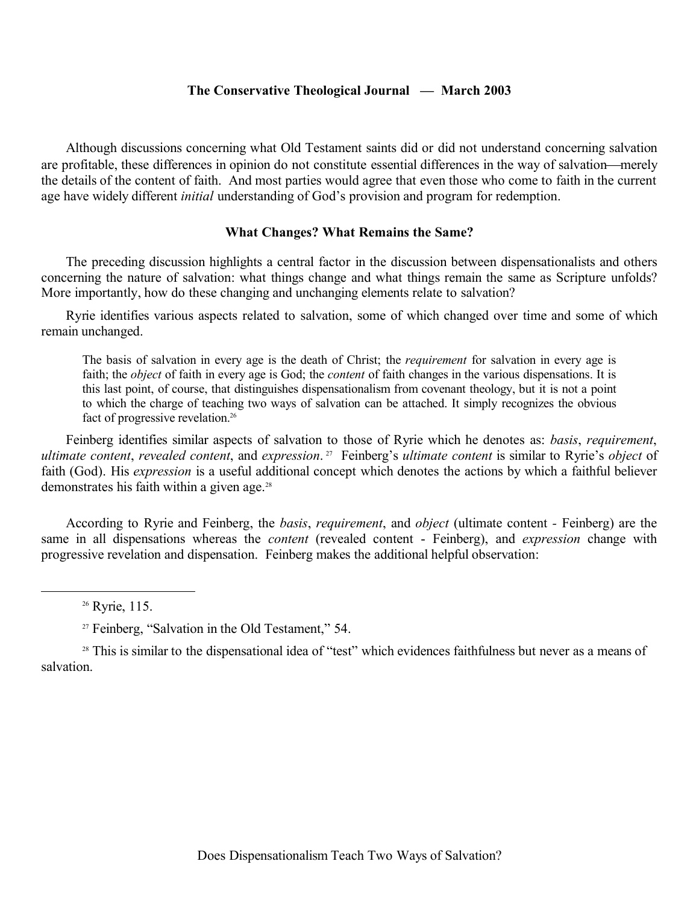Although discussions concerning what Old Testament saints did or did not understand concerning salvation are profitable, these differences in opinion do not constitute essential differences in the way of salvation—merely the details of the content of faith. And most parties would agree that even those who come to faith in the current age have widely different *initial* understanding of God's provision and program for redemption.

### What Changes? What Remains the Same?

The preceding discussion highlights a central factor in the discussion between dispensationalists and others concerning the nature of salvation: what things change and what things remain the same as Scripture unfolds? More importantly, how do these changing and unchanging elements relate to salvation?

Ryrie identifies various aspects related to salvation, some of which changed over time and some of which remain unchanged.

> The basis of salvation in every age is the death of Christ; the *requirement* for salvation in every age is faith; the *object* of faith in every age is God; the *content* of faith changes in the various dispensations. It is this last point, of course, that distinguishes dispensationalism from covenant theology, but it is not a point to which the charge of teaching two ways of salvation can be attached. It simply recognizes the obvious fact of progressive revelation.[26]

Feinberg identifies similar aspects of salvation to those of Ryrie which he denotes as: *basis*, *requirement*, *ultimate content*, *revealed content*, and *expression*.[27] Feinberg's *ultimate content* is similar to Ryrie's *object* of faith (God). His *expression* is a useful additional concept which denotes the actions by which a faithful believer demonstrates his faith within a given age.[28]

According to Ryrie and Feinberg, the *basis*, *requirement*, and *object* (ultimate content - Feinberg) are the same in all dispensations whereas the *content* (revealed content - Feinberg), and *expression* change with progressive revelation and dispensation. Feinberg makes the additional helpful observation:

---

[26] Ryrie, 115.

[27] Feinberg, "Salvation in the Old Testament," 54.

[28] This is similar to the dispensational idea of "test" which evidences faithfulness but never as a means of salvation.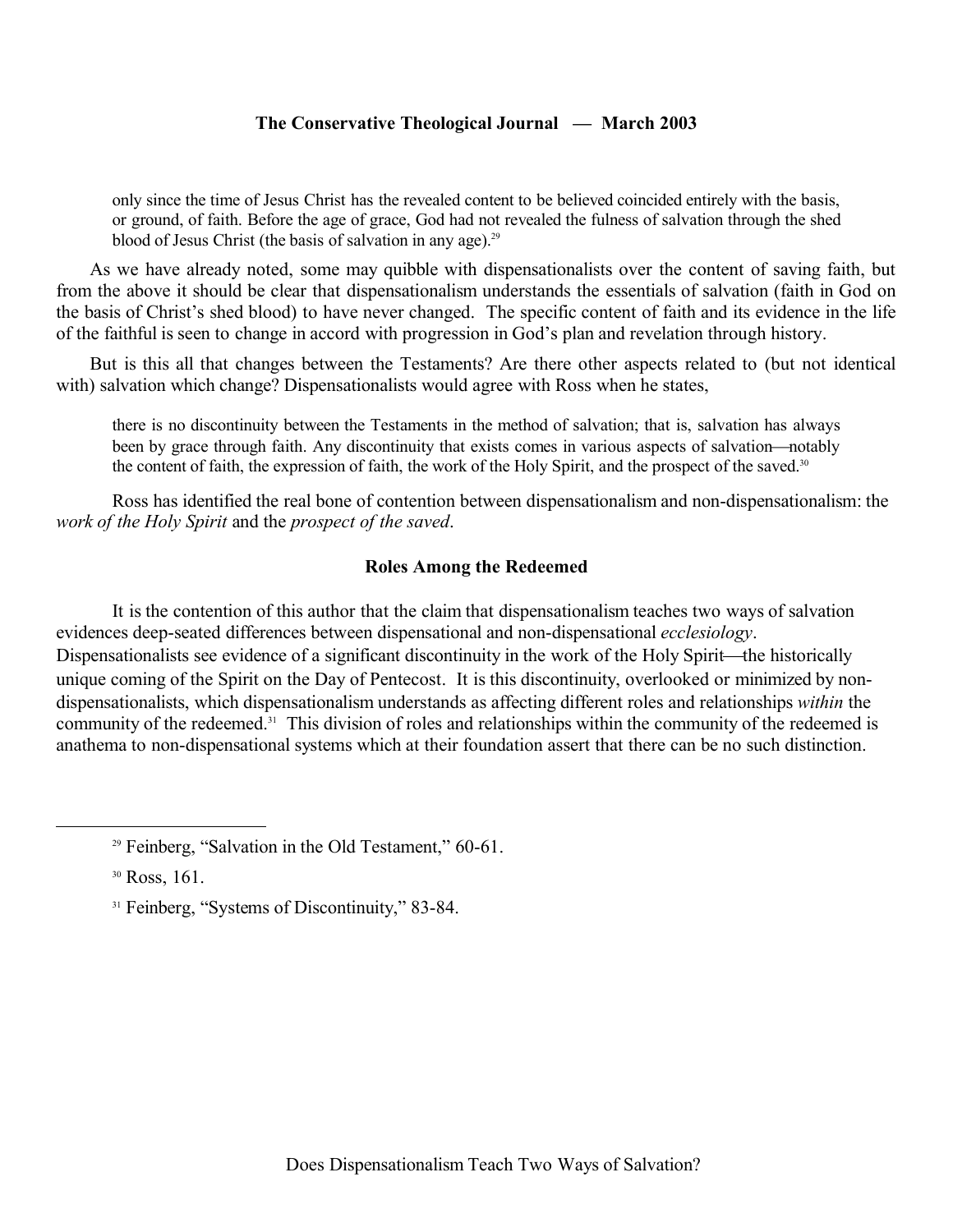> only since the time of Jesus Christ has the revealed content to be believed coincided entirely with the basis, or ground, of faith. Before the age of grace, God had not revealed the fulness of salvation through the shed blood of Jesus Christ (the basis of salvation in any age).[29]

As we have already noted, some may quibble with dispensationalists over the content of saving faith, but from the above it should be clear that dispensationalism understands the essentials of salvation (faith in God on the basis of Christ's shed blood) to have never changed. The specific content of faith and its evidence in the life of the faithful is seen to change in accord with progression in God's plan and revelation through history.

But is this all that changes between the Testaments? Are there other aspects related to (but not identical with) salvation which change? Dispensationalists would agree with Ross when he states,

> there is no discontinuity between the Testaments in the method of salvation; that is, salvation has always been by grace through faith. Any discontinuity that exists comes in various aspects of salvation—notably the content of faith, the expression of faith, the work of the Holy Spirit, and the prospect of the saved.[30]

Ross has identified the real bone of contention between dispensationalism and non-dispensationalism: the *work of the Holy Spirit* and the *prospect of the saved*.

## Roles Among the Redeemed

It is the contention of this author that the claim that dispensationalism teaches two ways of salvation evidences deep-seated differences between dispensational and non-dispensational *ecclesiology*. Dispensationalists see evidence of a significant discontinuity in the work of the Holy Spirit—the historically unique coming of the Spirit on the Day of Pentecost. It is this discontinuity, overlooked or minimized by non-dispensationalists, which dispensationalism understands as affecting different roles and relationships *within* the community of the redeemed.[31] This division of roles and relationships within the community of the redeemed is anathema to non-dispensational systems which at their foundation assert that there can be no such distinction.

---

[29] Feinberg, "Salvation in the Old Testament," 60-61.

[30] Ross, 161.

[31] Feinberg, "Systems of Discontinuity," 83-84.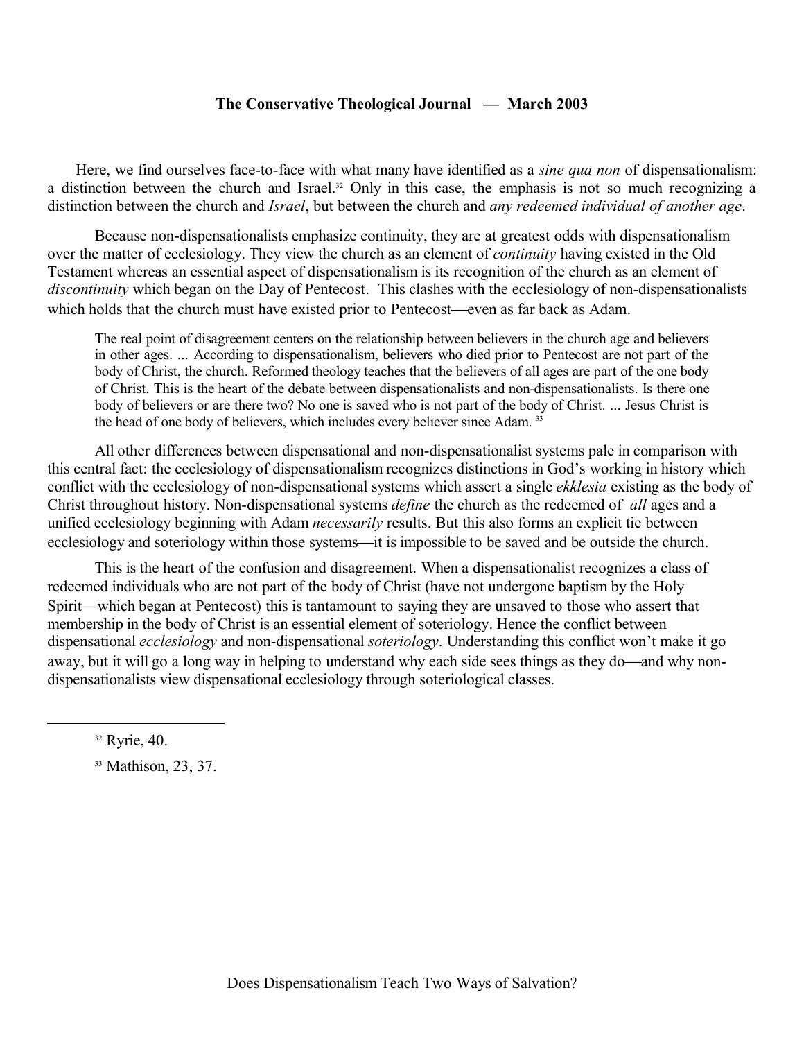Here, we find ourselves face-to-face with what many have identified as a *sine qua non* of dispensationalism: a distinction between the church and Israel.[32] Only in this case, the emphasis is not so much recognizing a distinction between the church and *Israel*, but between the church and *any redeemed individual of another age*.

Because non-dispensationalists emphasize continuity, they are at greatest odds with dispensationalism over the matter of ecclesiology. They view the church as an element of *continuity* having existed in the Old Testament whereas an essential aspect of dispensationalism is its recognition of the church as an element of *discontinuity* which began on the Day of Pentecost. This clashes with the ecclesiology of non-dispensationalists which holds that the church must have existed prior to Pentecost—even as far back as Adam.

> The real point of disagreement centers on the relationship between believers in the church age and believers in other ages. ... According to dispensationalism, believers who died prior to Pentecost are not part of the body of Christ, the church. Reformed theology teaches that the believers of all ages are part of the one body of Christ. This is the heart of the debate between dispensationalists and non-dispensationalists. Is there one body of believers or are there two? No one is saved who is not part of the body of Christ. ... Jesus Christ is the head of one body of believers, which includes every believer since Adam.[33]

All other differences between dispensational and non-dispensationalist systems pale in comparison with this central fact: the ecclesiology of dispensationalism recognizes distinctions in God's working in history which conflict with the ecclesiology of non-dispensational systems which assert a single *ekklesia* existing as the body of Christ throughout history. Non-dispensational systems *define* the church as the redeemed of *all* ages and a unified ecclesiology beginning with Adam *necessarily* results. But this also forms an explicit tie between ecclesiology and soteriology within those systems—it is impossible to be saved and be outside the church.

This is the heart of the confusion and disagreement. When a dispensationalist recognizes a class of redeemed individuals who are not part of the body of Christ (have not undergone baptism by the Holy Spirit—which began at Pentecost) this is tantamount to saying they are unsaved to those who assert that membership in the body of Christ is an essential element of soteriology. Hence the conflict between dispensational *ecclesiology* and non-dispensational *soteriology*. Understanding this conflict won't make it go away, but it will go a long way in helping to understand why each side sees things as they do—and why non-dispensationalists view dispensational ecclesiology through soteriological classes.

---

[32] Ryrie, 40.

[33] Mathison, 23, 37.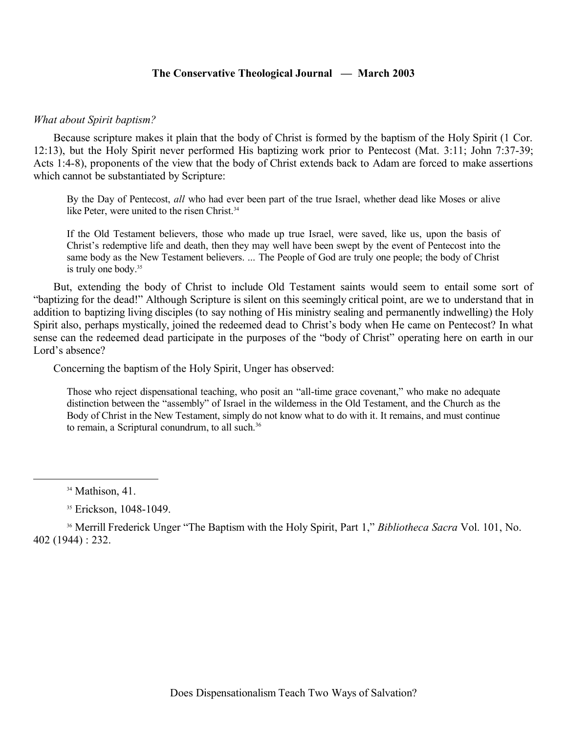*What about Spirit baptism?*

Because scripture makes it plain that the body of Christ is formed by the baptism of the Holy Spirit (1 Cor. 12:13), but the Holy Spirit never performed His baptizing work prior to Pentecost (Mat. 3:11; John 7:37-39; Acts 1:4-8), proponents of the view that the body of Christ extends back to Adam are forced to make assertions which cannot be substantiated by Scripture:

> By the Day of Pentecost, *all* who had ever been part of the true Israel, whether dead like Moses or alive like Peter, were united to the risen Christ.[34]

> If the Old Testament believers, those who made up true Israel, were saved, like us, upon the basis of Christ's redemptive life and death, then they may well have been swept by the event of Pentecost into the same body as the New Testament believers. ... The People of God are truly one people; the body of Christ is truly one body.[35]

But, extending the body of Christ to include Old Testament saints would seem to entail some sort of "baptizing for the dead!" Although Scripture is silent on this seemingly critical point, are we to understand that in addition to baptizing living disciples (to say nothing of His ministry sealing and permanently indwelling) the Holy Spirit also, perhaps mystically, joined the redeemed dead to Christ's body when He came on Pentecost? In what sense can the redeemed dead participate in the purposes of the "body of Christ" operating here on earth in our Lord's absence?

Concerning the baptism of the Holy Spirit, Unger has observed:

> Those who reject dispensational teaching, who posit an "all-time grace covenant," who make no adequate distinction between the "assembly" of Israel in the wilderness in the Old Testament, and the Church as the Body of Christ in the New Testament, simply do not know what to do with it. It remains, and must continue to remain, a Scriptural conundrum, to all such.[36]

---

[34] Mathison, 41.

[35] Erickson, 1048-1049.

[36] Merrill Frederick Unger "The Baptism with the Holy Spirit, Part 1," *Bibliotheca Sacra* Vol. 101, No. 402 (1944) : 232.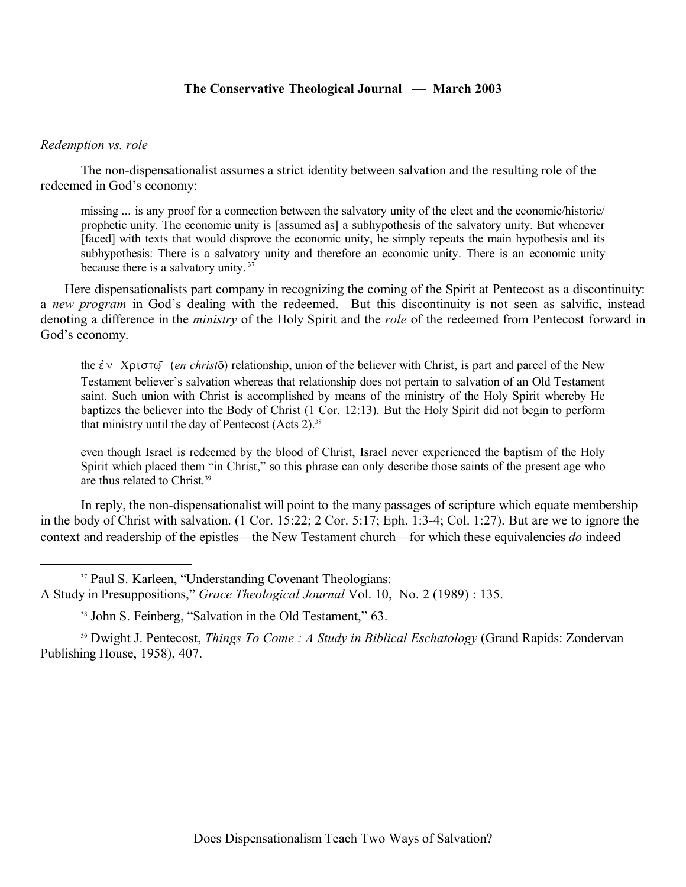*Redemption vs. role*

The non-dispensationalist assumes a strict identity between salvation and the resulting role of the redeemed in God's economy:

> missing ... is any proof for a connection between the salvatory unity of the elect and the economic/historic/prophetic unity. The economic unity is [assumed as] a subhypothesis of the salvatory unity. But whenever [faced] with texts that would disprove the economic unity, he simply repeats the main hypothesis and its subhypothesis: There is a salvatory unity and therefore an economic unity. There is an economic unity because there is a salvatory unity.[37]

Here dispensationalists part company in recognizing the coming of the Spirit at Pentecost as a discontinuity: a *new program* in God's dealing with the redeemed. But this discontinuity is not seen as salvific, instead denoting a difference in the *ministry* of the Holy Spirit and the *role* of the redeemed from Pentecost forward in God's economy.

> the ἐν Χριστῷ (*en christō*) relationship, union of the believer with Christ, is part and parcel of the New Testament believer's salvation whereas that relationship does not pertain to salvation of an Old Testament saint. Such union with Christ is accomplished by means of the ministry of the Holy Spirit whereby He baptizes the believer into the Body of Christ (1 Cor. 12:13). But the Holy Spirit did not begin to perform that ministry until the day of Pentecost (Acts 2).[38]

> even though Israel is redeemed by the blood of Christ, Israel never experienced the baptism of the Holy Spirit which placed them "in Christ," so this phrase can only describe those saints of the present age who are thus related to Christ.[39]

In reply, the non-dispensationalist will point to the many passages of scripture which equate membership in the body of Christ with salvation. (1 Cor. 15:22; 2 Cor. 5:17; Eph. 1:3-4; Col. 1:27). But are we to ignore the context and readership of the epistles—the New Testament church—for which these equivalencies *do* indeed

---

[37] Paul S. Karleen, "Understanding Covenant Theologians: A Study in Presuppositions," *Grace Theological Journal* Vol. 10, No. 2 (1989) : 135.

[38] John S. Feinberg, "Salvation in the Old Testament," 63.

[39] Dwight J. Pentecost, *Things To Come : A Study in Biblical Eschatology* (Grand Rapids: Zondervan Publishing House, 1958), 407.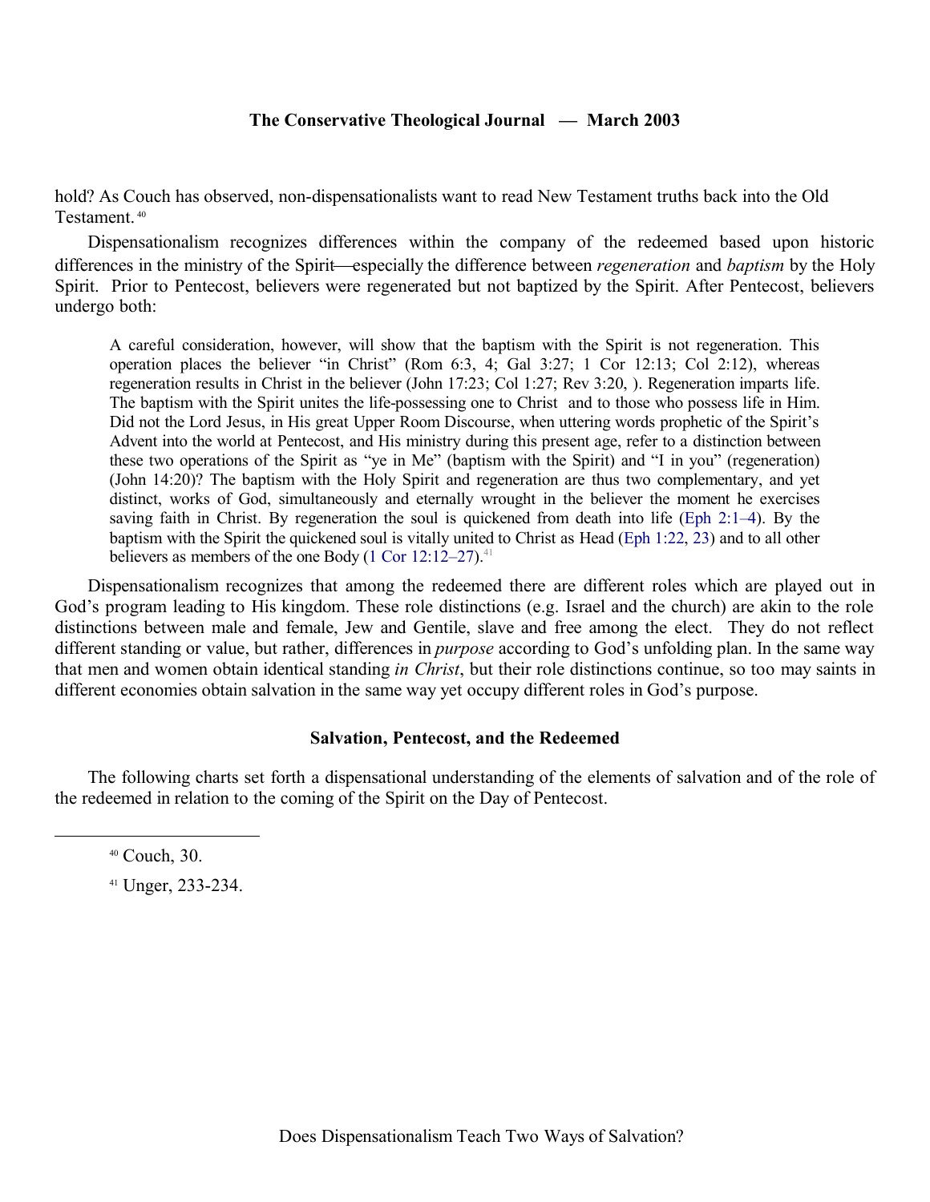hold? As Couch has observed, non-dispensationalists want to read New Testament truths back into the Old Testament.[40]

Dispensationalism recognizes differences within the company of the redeemed based upon historic differences in the ministry of the Spirit—especially the difference between *regeneration* and *baptism* by the Holy Spirit. Prior to Pentecost, believers were regenerated but not baptized by the Spirit. After Pentecost, believers undergo both:

> A careful consideration, however, will show that the baptism with the Spirit is not regeneration. This operation places the believer "in Christ" (Rom 6:3, 4; Gal 3:27; 1 Cor 12:13; Col 2:12), whereas regeneration results in Christ in the believer (John 17:23; Col 1:27; Rev 3:20, ). Regeneration imparts life. The baptism with the Spirit unites the life-possessing one to Christ and to those who possess life in Him. Did not the Lord Jesus, in His great Upper Room Discourse, when uttering words prophetic of the Spirit's Advent into the world at Pentecost, and His ministry during this present age, refer to a distinction between these two operations of the Spirit as "ye in Me" (baptism with the Spirit) and "I in you" (regeneration) (John 14:20)? The baptism with the Holy Spirit and regeneration are thus two complementary, and yet distinct, works of God, simultaneously and eternally wrought in the believer the moment he exercises saving faith in Christ. By regeneration the soul is quickened from death into life (Eph 2:1–4). By the baptism with the Spirit the quickened soul is vitally united to Christ as Head (Eph 1:22, 23) and to all other believers as members of the one Body (1 Cor 12:12–27).[41]

Dispensationalism recognizes that among the redeemed there are different roles which are played out in God's program leading to His kingdom. These role distinctions (e.g. Israel and the church) are akin to the role distinctions between male and female, Jew and Gentile, slave and free among the elect. They do not reflect different standing or value, but rather, differences in *purpose* according to God's unfolding plan. In the same way that men and women obtain identical standing *in Christ*, but their role distinctions continue, so too may saints in different economies obtain salvation in the same way yet occupy different roles in God's purpose.

### Salvation, Pentecost, and the Redeemed

The following charts set forth a dispensational understanding of the elements of salvation and of the role of the redeemed in relation to the coming of the Spirit on the Day of Pentecost.

---

[40] Couch, 30.

[41] Unger, 233-234.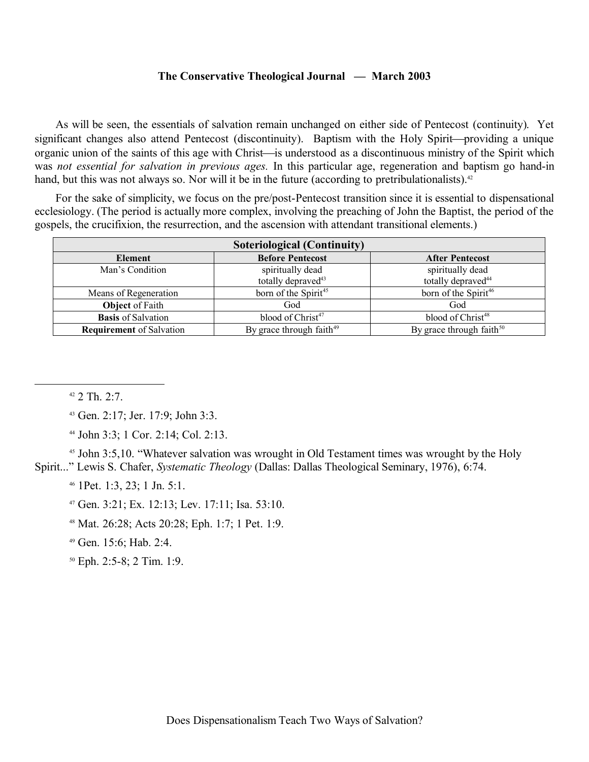As will be seen, the essentials of salvation remain unchanged on either side of Pentecost (continuity). Yet significant changes also attend Pentecost (discontinuity). Baptism with the Holy Spirit—providing a unique organic union of the saints of this age with Christ—is understood as a discontinuous ministry of the Spirit which was *not essential for salvation in previous ages.* In this particular age, regeneration and baptism go hand-in hand, but this was not always so. Nor will it be in the future (according to pretribulationalists).[42]

For the sake of simplicity, we focus on the pre/post-Pentecost transition since it is essential to dispensational ecclesiology. (The period is actually more complex, involving the preaching of John the Baptist, the period of the gospels, the crucifixion, the resurrection, and the ascension with attendant transitional elements.)

| **Soteriological (Continuity)** | | |
|---|---|---|
| **Element** | **Before Pentecost** | **After Pentecost** |
| Man's Condition | spiritually dead<br>totally depraved[43] | spiritually dead<br>totally depraved[44] |
| Means of Regeneration | born of the Spirit[45] | born of the Spirit[46] |
| **Object** of Faith | God | God |
| **Basis** of Salvation | blood of Christ[47] | blood of Christ[48] |
| **Requirement** of Salvation | By grace through faith[49] | By grace through faith[50] |

---

[42] 2 Th. 2:7.

[43] Gen. 2:17; Jer. 17:9; John 3:3.

[44] John 3:3; 1 Cor. 2:14; Col. 2:13.

[45] John 3:5,10. "Whatever salvation was wrought in Old Testament times was wrought by the Holy Spirit..." Lewis S. Chafer, *Systematic Theology* (Dallas: Dallas Theological Seminary, 1976), 6:74.

[46] 1Pet. 1:3, 23; 1 Jn. 5:1.

[47] Gen. 3:21; Ex. 12:13; Lev. 17:11; Isa. 53:10.

[48] Mat. 26:28; Acts 20:28; Eph. 1:7; 1 Pet. 1:9.

[49] Gen. 15:6; Hab. 2:4.

[50] Eph. 2:5-8; 2 Tim. 1:9.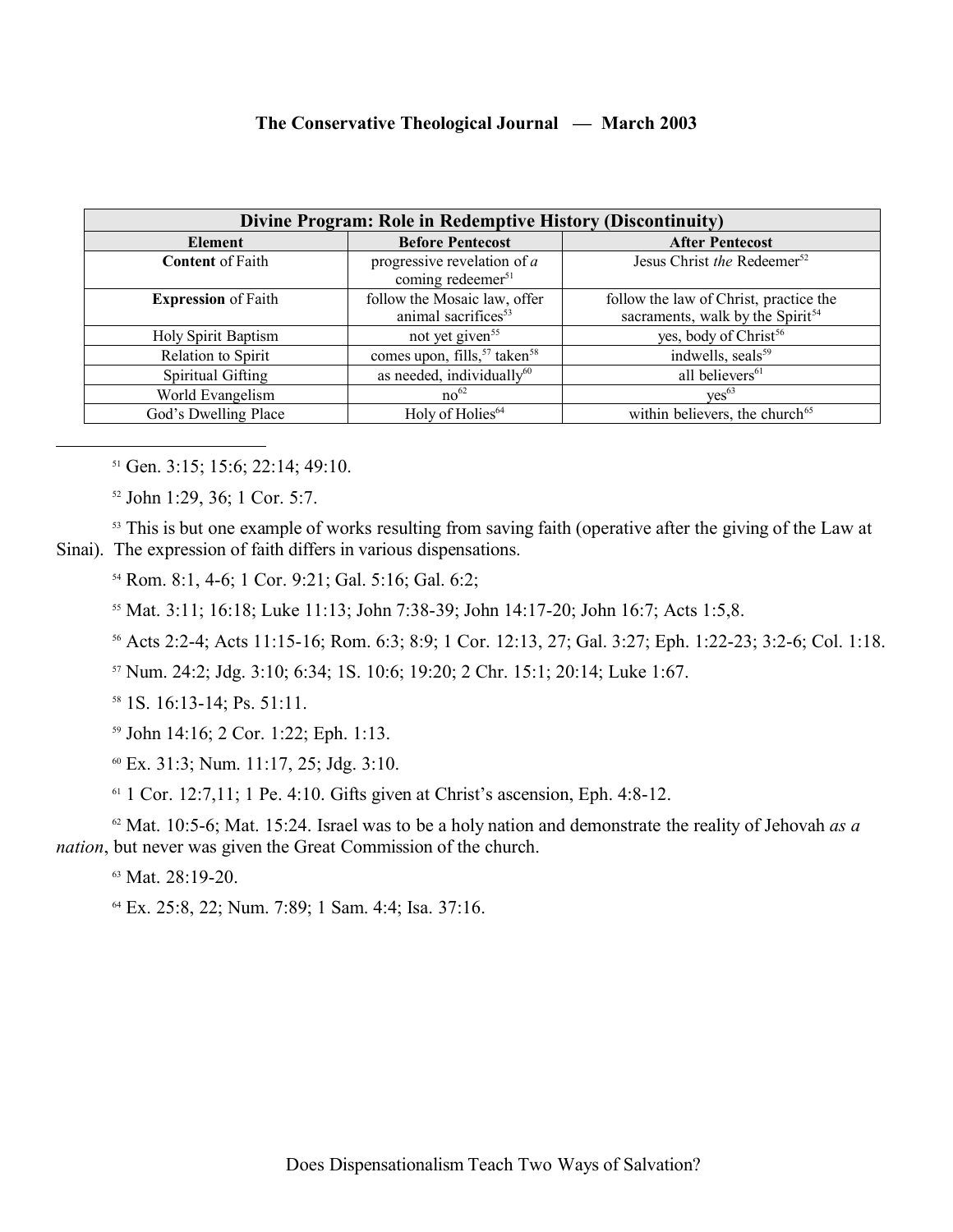| Divine Program: Role in Redemptive History (Discontinuity) | | |
|---|---|---|
| **Element** | **Before Pentecost** | **After Pentecost** |
| **Content** of Faith | progressive revelation of *a* coming redeemer[51] | Jesus Christ *the* Redeemer[52] |
| **Expression** of Faith | follow the Mosaic law, offer animal sacrifices[53] | follow the law of Christ, practice the sacraments, walk by the Spirit[54] |
| Holy Spirit Baptism | not yet given[55] | yes, body of Christ[56] |
| Relation to Spirit | comes upon, fills,[57] taken[58] | indwells, seals[59] |
| Spiritual Gifting | as needed, individually[60] | all believers[61] |
| World Evangelism | no[62] | yes[63] |
| God's Dwelling Place | Holy of Holies[64] | within believers, the church[65] |

---

[51] Gen. 3:15; 15:6; 22:14; 49:10.

[52] John 1:29, 36; 1 Cor. 5:7.

[53] This is but one example of works resulting from saving faith (operative after the giving of the Law at Sinai). The expression of faith differs in various dispensations.

[54] Rom. 8:1, 4-6; 1 Cor. 9:21; Gal. 5:16; Gal. 6:2;

[55] Mat. 3:11; 16:18; Luke 11:13; John 7:38-39; John 14:17-20; John 16:7; Acts 1:5,8.

[56] Acts 2:2-4; Acts 11:15-16; Rom. 6:3; 8:9; 1 Cor. 12:13, 27; Gal. 3:27; Eph. 1:22-23; 3:2-6; Col. 1:18.

[57] Num. 24:2; Jdg. 3:10; 6:34; 1S. 10:6; 19:20; 2 Chr. 15:1; 20:14; Luke 1:67.

[58] 1S. 16:13-14; Ps. 51:11.

[59] John 14:16; 2 Cor. 1:22; Eph. 1:13.

[60] Ex. 31:3; Num. 11:17, 25; Jdg. 3:10.

[61] 1 Cor. 12:7,11; 1 Pe. 4:10. Gifts given at Christ's ascension, Eph. 4:8-12.

[62] Mat. 10:5-6; Mat. 15:24. Israel was to be a holy nation and demonstrate the reality of Jehovah *as a nation*, but never was given the Great Commission of the church.

[63] Mat. 28:19-20.

[64] Ex. 25:8, 22; Num. 7:89; 1 Sam. 4:4; Isa. 37:16.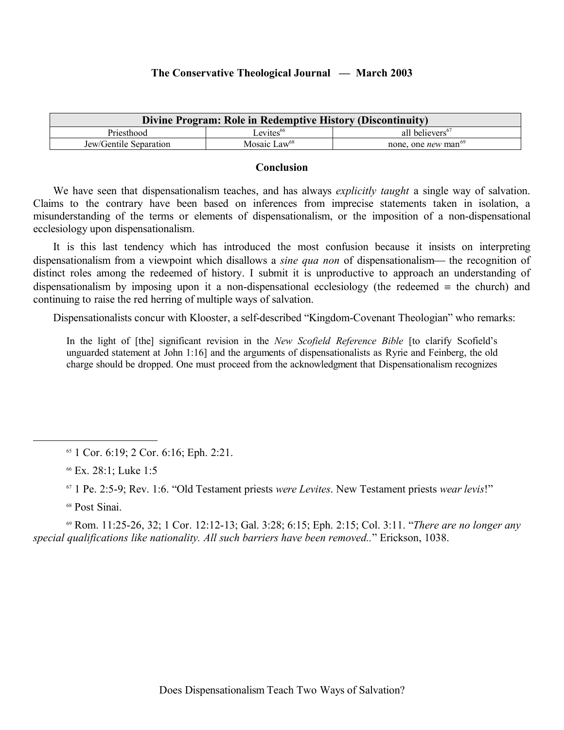| Divine Program: Role in Redemptive History (Discontinuity) | | |
|---|---|---|
| Priesthood | Levites[66] | all believers[67] |
| Jew/Gentile Separation | Mosaic Law[68] | none, one *new* man[69] |

## Conclusion

We have seen that dispensationalism teaches, and has always *explicitly taught* a single way of salvation. Claims to the contrary have been based on inferences from imprecise statements taken in isolation, a misunderstanding of the terms or elements of dispensationalism, or the imposition of a non-dispensational ecclesiology upon dispensationalism.

It is this last tendency which has introduced the most confusion because it insists on interpreting dispensationalism from a viewpoint which disallows a *sine qua non* of dispensationalism— the recognition of distinct roles among the redeemed of history. I submit it is unproductive to approach an understanding of dispensationalism by imposing upon it a non-dispensational ecclesiology (the redeemed ≡ the church) and continuing to raise the red herring of multiple ways of salvation.

Dispensationalists concur with Klooster, a self-described "Kingdom-Covenant Theologian" who remarks:

> In the light of [the] significant revision in the *New Scofield Reference Bible* [to clarify Scofield's unguarded statement at John 1:16] and the arguments of dispensationalists as Ryrie and Feinberg, the old charge should be dropped. One must proceed from the acknowledgment that Dispensationalism recognizes

---

[65] 1 Cor. 6:19; 2 Cor. 6:16; Eph. 2:21.

[66] Ex. 28:1; Luke 1:5

[67] 1 Pe. 2:5-9; Rev. 1:6. "Old Testament priests *were Levites*. New Testament priests *wear levis*!"

[68] Post Sinai.

[69] Rom. 11:25-26, 32; 1 Cor. 12:12-13; Gal. 3:28; 6:15; Eph. 2:15; Col. 3:11. "*There are no longer any special qualifications like nationality. All such barriers have been removed.*." Erickson, 1038.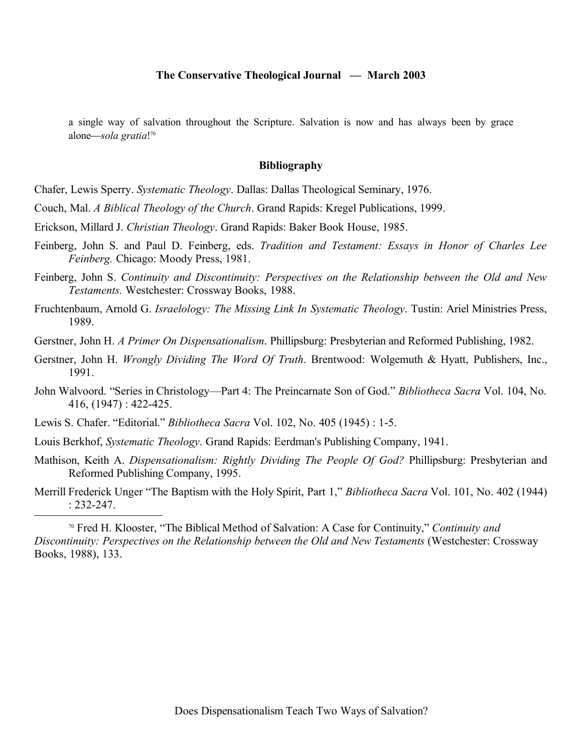a single way of salvation throughout the Scripture. Salvation is now and has always been by grace alone—*sola gratia*![70]

## Bibliography

Chafer, Lewis Sperry. *Systematic Theology*. Dallas: Dallas Theological Seminary, 1976.

Couch, Mal. *A Biblical Theology of the Church*. Grand Rapids: Kregel Publications, 1999.

Erickson, Millard J. *Christian Theology*. Grand Rapids: Baker Book House, 1985.

Feinberg, John S. and Paul D. Feinberg, eds. *Tradition and Testament: Essays in Honor of Charles Lee Feinberg.* Chicago: Moody Press, 1981.

Feinberg, John S. *Continuity and Discontinuity: Perspectives on the Relationship between the Old and New Testaments.* Westchester: Crossway Books, 1988.

Fruchtenbaum, Arnold G. *Israelology: The Missing Link In Systematic Theology*. Tustin: Ariel Ministries Press, 1989.

Gerstner, John H. *A Primer On Dispensationalism*. Phillipsburg: Presbyterian and Reformed Publishing, 1982.

Gerstner, John H. *Wrongly Dividing The Word Of Truth*. Brentwood: Wolgemuth & Hyatt, Publishers, Inc., 1991.

John Walvoord. "Series in Christology—Part 4: The Preincarnate Son of God." *Bibliotheca Sacra* Vol. 104, No. 416, (1947) : 422-425.

Lewis S. Chafer. "Editorial." *Bibliotheca Sacra* Vol. 102, No. 405 (1945) : 1-5.

Louis Berkhof, *Systematic Theology*. Grand Rapids: Eerdman's Publishing Company, 1941.

Mathison, Keith A. *Dispensationalism: Rightly Dividing The People Of God?* Phillipsburg: Presbyterian and Reformed Publishing Company, 1995.

Merrill Frederick Unger "The Baptism with the Holy Spirit, Part 1," *Bibliotheca Sacra* Vol. 101, No. 402 (1944) : 232-247.

---

[70] Fred H. Klooster, "The Biblical Method of Salvation: A Case for Continuity," *Continuity and Discontinuity: Perspectives on the Relationship between the Old and New Testaments* (Westchester: Crossway Books, 1988), 133.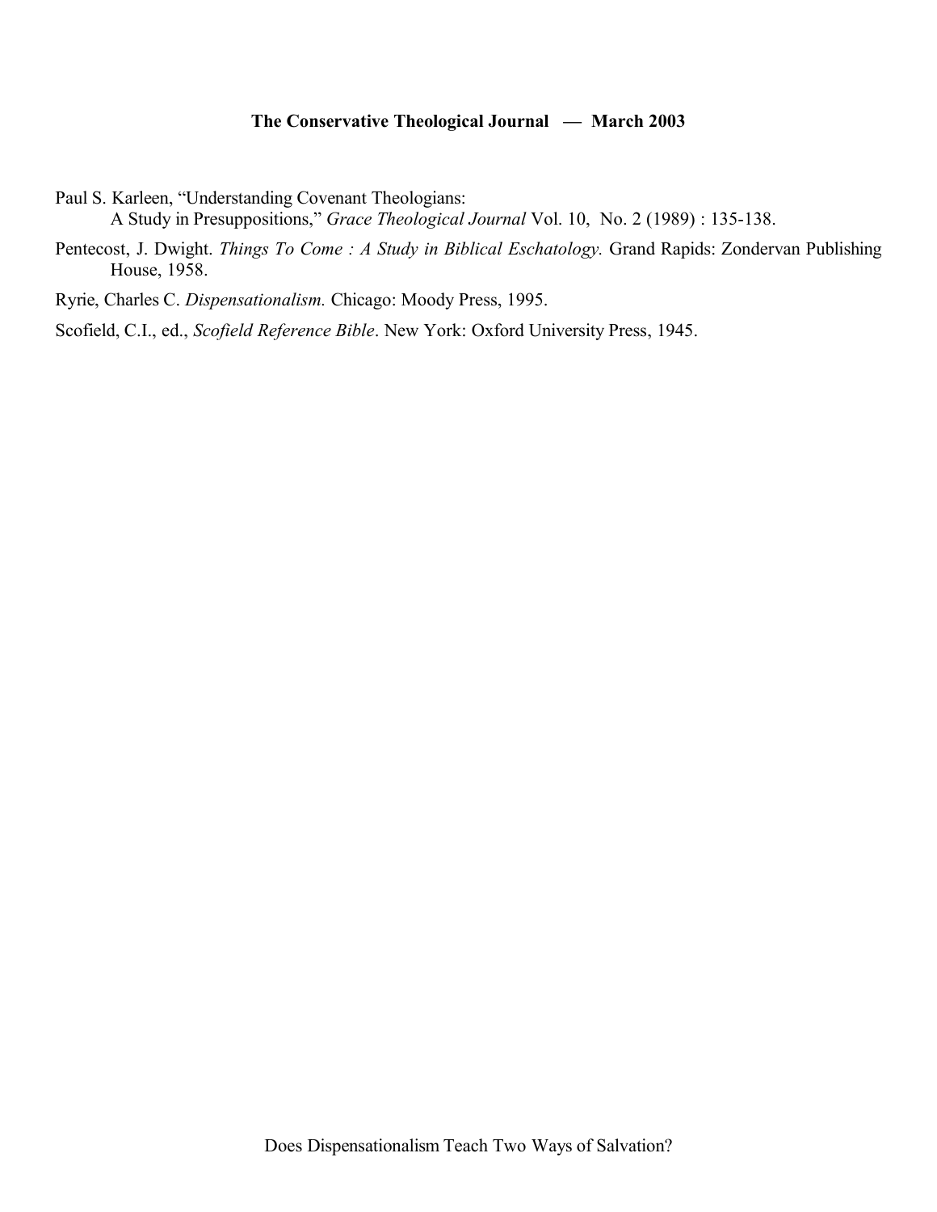Paul S. Karleen, "Understanding Covenant Theologians: A Study in Presuppositions," *Grace Theological Journal* Vol. 10, No. 2 (1989) : 135-138.

Pentecost, J. Dwight. *Things To Come : A Study in Biblical Eschatology.* Grand Rapids: Zondervan Publishing House, 1958.

Ryrie, Charles C. *Dispensationalism.* Chicago: Moody Press, 1995.

Scofield, C.I., ed., *Scofield Reference Bible*. New York: Oxford University Press, 1945.